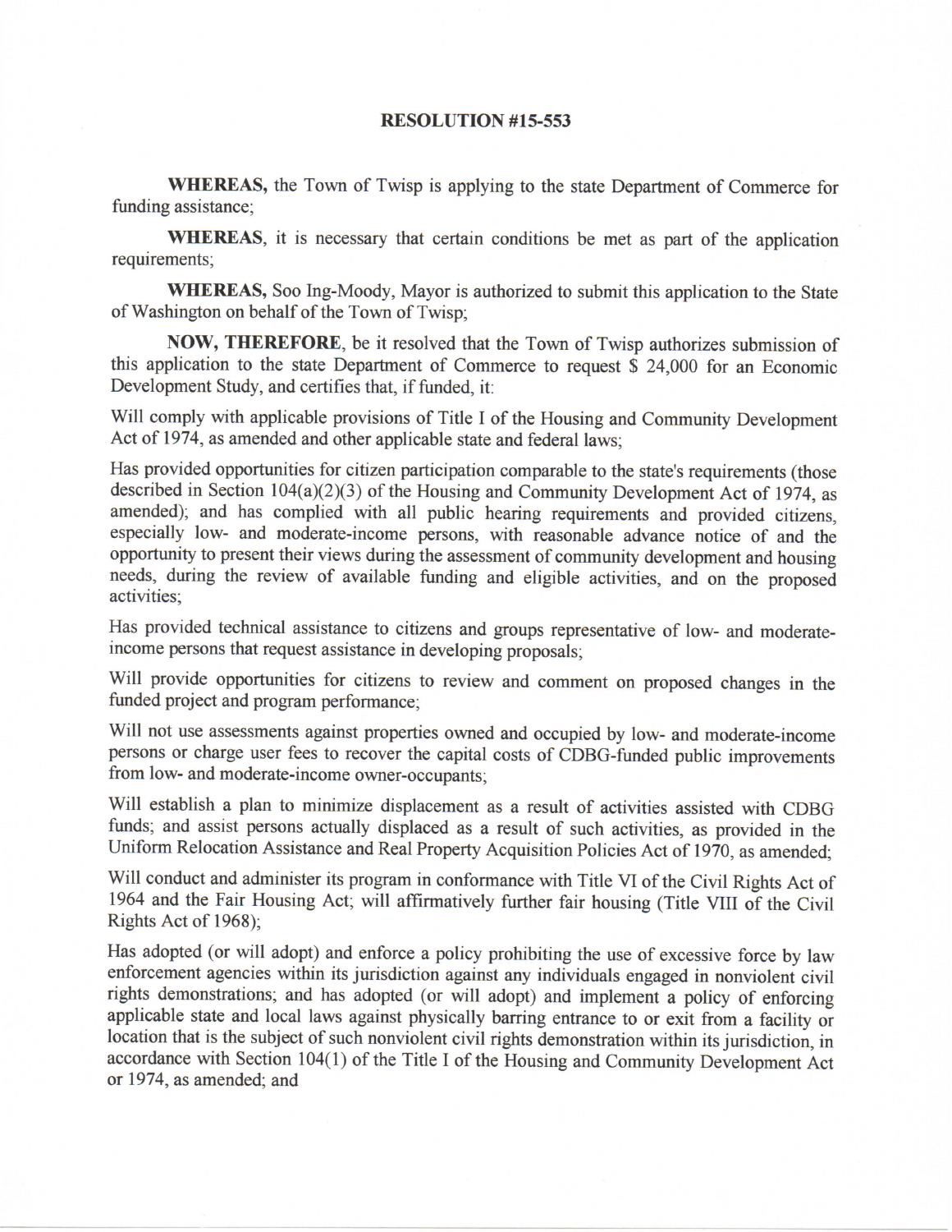# RESOLUTION #15-553

**WHEREAS,** the Town of Twisp is applying to the state Department of Commerce for funding assistance;

**WHEREAS**, it is necessary that certain conditions be met as part of the application requirements;

**WHEREAS,** Soo Ing-Moody, Mayor is authorized to submit this application to the State of Washington on behalf of the Town of Twisp;

**NOW, THEREFORE**, be it resolved that the Town of Twisp authorizes submission of this application to the state Department of Commerce to request $ 24,000 for an Economic Development Study, and certifies that, if funded, it:

Will comply with applicable provisions of Title I of the Housing and Community Development Act of 1974, as amended and other applicable state and federal laws;

Has provided opportunities for citizen participation comparable to the state's requirements (those described in Section 104(a)(2)(3) of the Housing and Community Development Act of 1974, as amended); and has complied with all public hearing requirements and provided citizens, especially low- and moderate-income persons, with reasonable advance notice of and the opportunity to present their views during the assessment of community development and housing needs, during the review of available funding and eligible activities, and on the proposed activities;

Has provided technical assistance to citizens and groups representative of low- and moderate-income persons that request assistance in developing proposals;

Will provide opportunities for citizens to review and comment on proposed changes in the funded project and program performance;

Will not use assessments against properties owned and occupied by low- and moderate-income persons or charge user fees to recover the capital costs of CDBG-funded public improvements from low- and moderate-income owner-occupants;

Will establish a plan to minimize displacement as a result of activities assisted with CDBG funds; and assist persons actually displaced as a result of such activities, as provided in the Uniform Relocation Assistance and Real Property Acquisition Policies Act of 1970, as amended;

Will conduct and administer its program in conformance with Title VI of the Civil Rights Act of 1964 and the Fair Housing Act; will affirmatively further fair housing (Title VIII of the Civil Rights Act of 1968);

Has adopted (or will adopt) and enforce a policy prohibiting the use of excessive force by law enforcement agencies within its jurisdiction against any individuals engaged in nonviolent civil rights demonstrations; and has adopted (or will adopt) and implement a policy of enforcing applicable state and local laws against physically barring entrance to or exit from a facility or location that is the subject of such nonviolent civil rights demonstration within its jurisdiction, in accordance with Section 104(1) of the Title I of the Housing and Community Development Act or 1974, as amended; and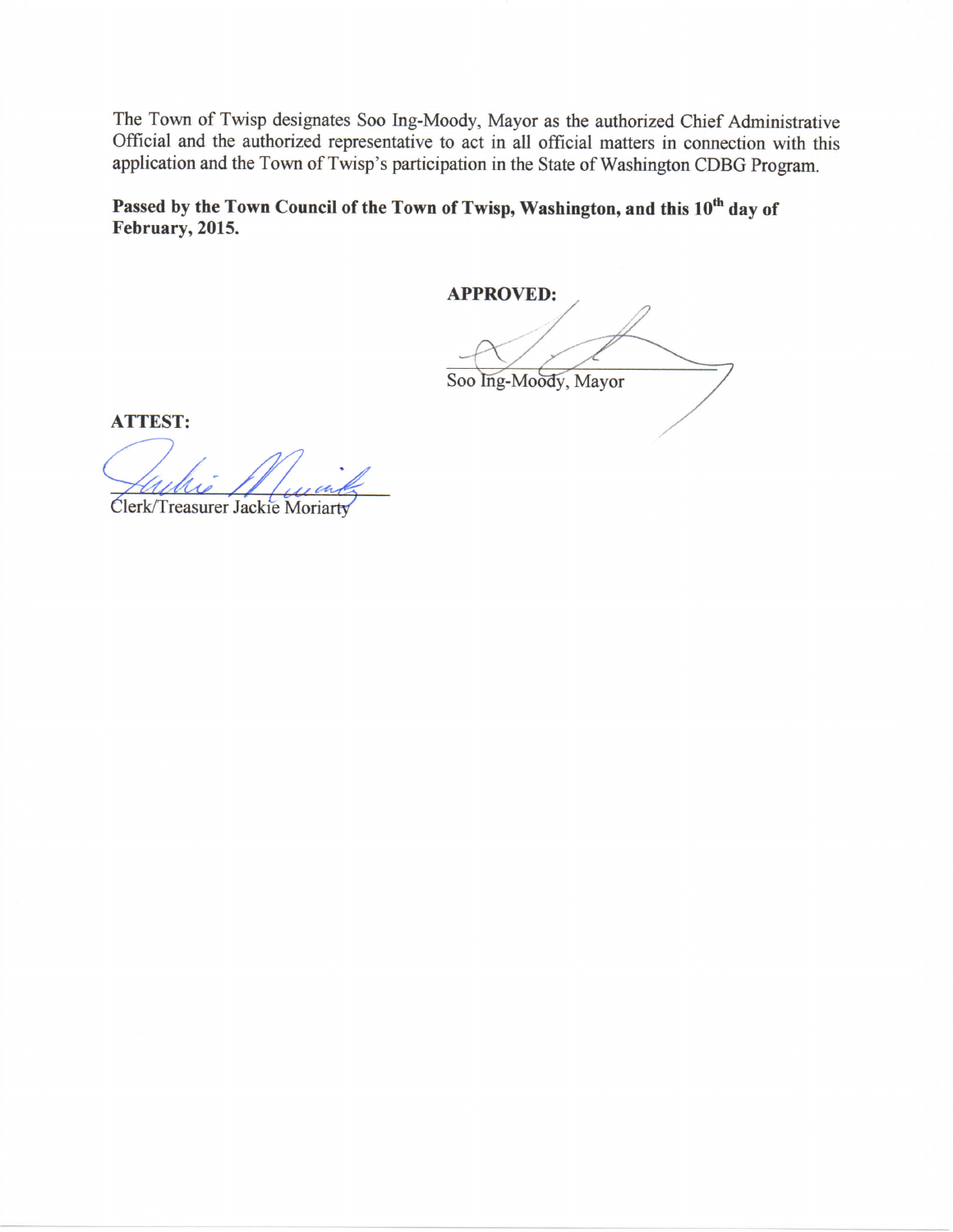The Town of Twisp designates Soo Ing-Moody, Mayor as the authorized Chief Administrative Official and the authorized representative to act in all official matters in connection with this application and the Town of Twisp's participation in the State of Washington CDBG Program.

**Passed by the Town Council of the Town of Twisp, Washington, and this 10th day of February, 2015.**

**APPROVED:**

Soo Ing-Moody, Mayor

**ATTEST:**

Clerk/Treasurer Jackie Moriarty